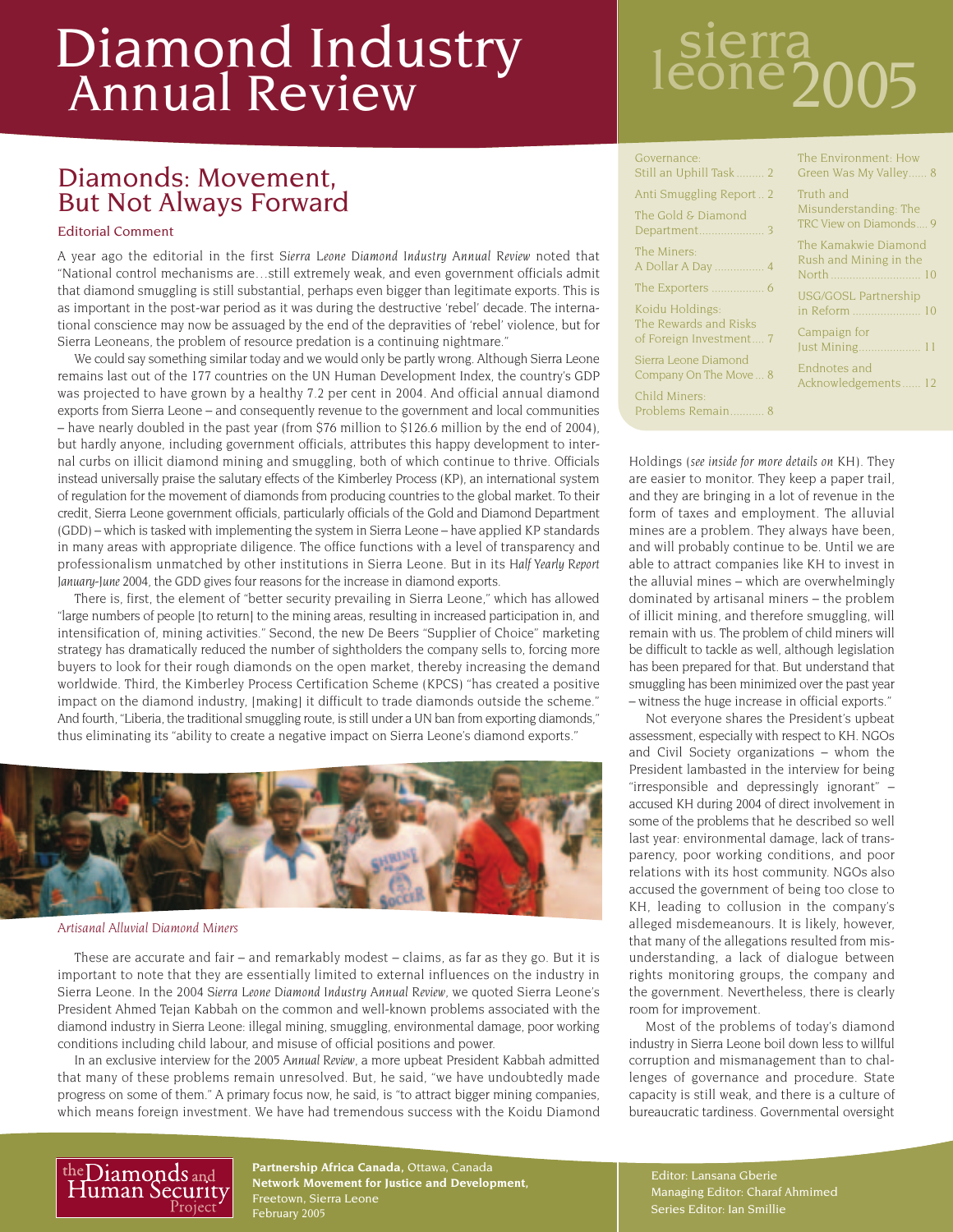# Diamond Industry Annual Review

# sierra leone 2005

| | |
|---|---|
| Governance: Still an Uphill Task ......... 2 | The Environment: How Green Was My Valley...... 8 |
| Anti Smuggling Report .. 2 | Truth and Misunderstanding: The TRC View on Diamonds.... 9 |
| The Gold & Diamond Department.................... 3 | The Kamakwie Diamond Rush and Mining in the North ........................... 10 |
| The Miners: A Dollar A Day ............... 4 | USG/GOSL Partnership in Reform ..................... 10 |
| The Exporters ................ 6 | Campaign for Just Mining.................. 11 |
| Koidu Holdings: The Rewards and Risks of Foreign Investment.... 7 | Endnotes and Acknowledgements...... 12 |
| Sierra Leone Diamond Company On The Move ... 8 | |
| Child Miners: Problems Remain........... 8 | |

## Diamonds: Movement, But Not Always Forward

Editorial Comment

A year ago the editorial in the first *Sierra Leone Diamond Industry Annual Review* noted that "National control mechanisms are…still extremely weak, and even government officials admit that diamond smuggling is still substantial, perhaps even bigger than legitimate exports. This is as important in the post-war period as it was during the destructive 'rebel' decade. The international conscience may now be assuaged by the end of the depravities of 'rebel' violence, but for Sierra Leoneans, the problem of resource predation is a continuing nightmare."

We could say something similar today and we would only be partly wrong. Although Sierra Leone remains last out of the 177 countries on the UN Human Development Index, the country's GDP was projected to have grown by a healthy 7.2 per cent in 2004. And official annual diamond exports from Sierra Leone – and consequently revenue to the government and local communities – have nearly doubled in the past year (from $76 million to $126.6 million by the end of 2004), but hardly anyone, including government officials, attributes this happy development to internal curbs on illicit diamond mining and smuggling, both of which continue to thrive. Officials instead universally praise the salutary effects of the Kimberley Process (KP), an international system of regulation for the movement of diamonds from producing countries to the global market. To their credit, Sierra Leone government officials, particularly officials of the Gold and Diamond Department (GDD) – which is tasked with implementing the system in Sierra Leone – have applied KP standards in many areas with appropriate diligence. The office functions with a level of transparency and professionalism unmatched by other institutions in Sierra Leone. But in its *Half Yearly Report January-June* 2004, the GDD gives four reasons for the increase in diamond exports.

There is, first, the element of "better security prevailing in Sierra Leone," which has allowed "large numbers of people [to return] to the mining areas, resulting in increased participation in, and intensification of, mining activities." Second, the new De Beers "Supplier of Choice" marketing strategy has dramatically reduced the number of sightholders the company sells to, forcing more buyers to look for their rough diamonds on the open market, thereby increasing the demand worldwide. Third, the Kimberley Process Certification Scheme (KPCS) "has created a positive impact on the diamond industry, [making] it difficult to trade diamonds outside the scheme." And fourth, "Liberia, the traditional smuggling route, is still under a UN ban from exporting diamonds," thus eliminating its "ability to create a negative impact on Sierra Leone's diamond exports."

*Artisanal Alluvial Diamond Miners*

These are accurate and fair – and remarkably modest – claims, as far as they go. But it is important to note that they are essentially limited to external influences on the industry in Sierra Leone. In the 2004 *Sierra Leone Diamond Industry Annual Review*, we quoted Sierra Leone's President Ahmed Tejan Kabbah on the common and well-known problems associated with the diamond industry in Sierra Leone: illegal mining, smuggling, environmental damage, poor working conditions including child labour, and misuse of official positions and power.

In an exclusive interview for the 2005 *Annual Review*, a more upbeat President Kabbah admitted that many of these problems remain unresolved. But, he said, "we have undoubtedly made progress on some of them." A primary focus now, he said, is "to attract bigger mining companies, which means foreign investment. We have had tremendous success with the Koidu Diamond Holdings (*see inside for more details on* KH). They are easier to monitor. They keep a paper trail, and they are bringing in a lot of revenue in the form of taxes and employment. The alluvial mines are a problem. They always have been, and will probably continue to be. Until we are able to attract companies like KH to invest in the alluvial mines – which are overwhelmingly dominated by artisanal miners – the problem of illicit mining, and therefore smuggling, will remain with us. The problem of child miners will be difficult to tackle as well, although legislation has been prepared for that. But understand that smuggling has been minimized over the past year – witness the huge increase in official exports."

Not everyone shares the President's upbeat assessment, especially with respect to KH. NGOs and Civil Society organizations – whom the President lambasted in the interview for being "irresponsible and depressingly ignorant" – accused KH during 2004 of direct involvement in some of the problems that he described so well last year: environmental damage, lack of transparency, poor working conditions, and poor relations with its host community. NGOs also accused the government of being too close to KH, leading to collusion in the company's alleged misdemeanours. It is likely, however, that many of the allegations resulted from misunderstanding, a lack of dialogue between rights monitoring groups, the company and the government. Nevertheless, there is clearly room for improvement.

Most of the problems of today's diamond industry in Sierra Leone boil down less to willful corruption and mismanagement than to challenges of governance and procedure. State capacity is still weak, and there is a culture of bureaucratic tardiness. Governmental oversight

---

the Diamonds and Human Security Project

**Partnership Africa Canada,** Ottawa, Canada
**Network Movement for Justice and Development,** Freetown, Sierra Leone
February 2005

Editor: Lansana Gberie
Managing Editor: Charaf Ahmimed
Series Editor: Ian Smillie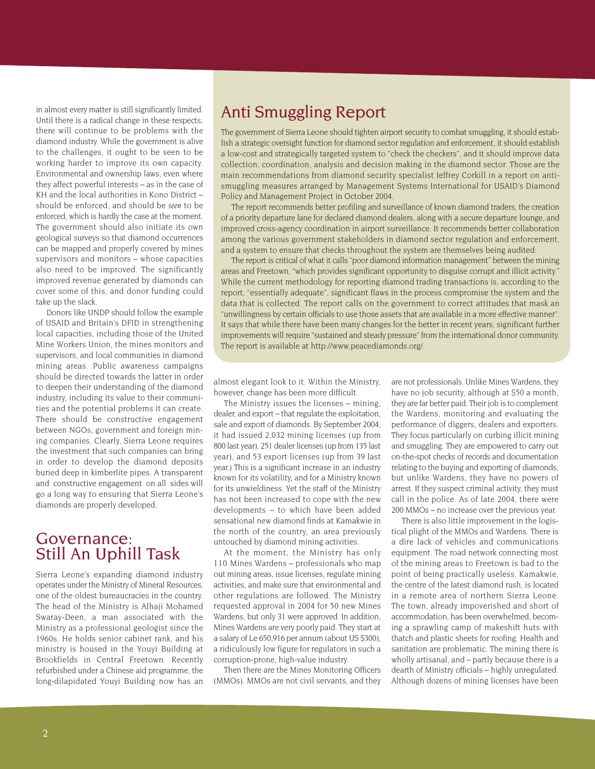in almost every matter is still significantly limited. Until there is a radical change in these respects, there will continue to be problems with the diamond industry. While the government is alive to the challenges, it ought to be seen to be working harder to improve its own capacity. Environmental and ownership laws, even where they affect powerful interests – as in the case of KH and the local authorities in Kono District – should be enforced, and should be *seen* to be enforced, which is hardly the case at the moment. The government should also initiate its own geological surveys so that diamond occurrences can be mapped and properly covered by mines supervisors and monitors – whose capacities also need to be improved. The significantly improved revenue generated by diamonds can cover some of this, and donor funding could take up the slack.

Donors like UNDP should follow the example of USAID and Britain's DFID in strengthening local capacities, including those of the United Mine Workers Union, the mines monitors and supervisors, and local communities in diamond mining areas. Public awareness campaigns should be directed towards the latter in order to deepen their understanding of the diamond industry, including its value to their communities and the potential problems it can create. There should be constructive engagement between NGOs, government and foreign mining companies. Clearly, Sierra Leone requires the investment that such companies can bring in order to develop the diamond deposits buried deep in kimberlite pipes. A transparent and constructive engagement on all sides will go a long way to ensuring that Sierra Leone's diamonds are properly developed.

## Anti Smuggling Report

The government of Sierra Leone should tighten airport security to combat smuggling, it should establish a strategic oversight function for diamond sector regulation and enforcement, it should establish a low-cost and strategically targeted system to "check the checkers", and it should improve data collection, coordination, analysis and decision making in the diamond sector. Those are the main recommendations from diamond security specialist Jeffrey Corkill in a report on anti-smuggling measures arranged by Management Systems International for USAID's Diamond Policy and Management Project in October 2004.

The report recommends better profiling and surveillance of known diamond traders, the creation of a priority departure lane for declared diamond dealers, along with a secure departure lounge, and improved cross-agency coordination in airport surveillance. It recommends better collaboration among the various government stakeholders in diamond sector regulation and enforcement, and a system to ensure that checks throughout the system are themselves being audited.

The report is critical of what it calls "poor diamond information management" between the mining areas and Freetown, "which provides significant opportunity to disguise corrupt and illicit activity." While the current methodology for reporting diamond trading transactions is, according to the report, "essentially adequate", significant flaws in the process compromise the system and the data that is collected. The report calls on the government to correct attitudes that mask an "unwillingness by certain officials to use those assets that are available in a more effective manner". It says that while there have been many changes for the better in recent years, significant further improvements will require "sustained and steady pressure" from the international donor community. The report is available at http://www.peacediamonds.org/.

## Governance: Still An Uphill Task

Sierra Leone's expanding diamond industry operates under the Ministry of Mineral Resources, one of the oldest bureaucracies in the country. The head of the Ministry is Alhaji Mohamed Swaray-Deen, a man associated with the Ministry as a professional geologist since the 1960s. He holds senior cabinet rank, and his ministry is housed in the Youyi Building at Brookfields in Central Freetown. Recently refurbished under a Chinese aid programme, the long-dilapidated Youyi Building now has an almost elegant look to it. Within the Ministry, however, change has been more difficult.

The Ministry issues the licenses – mining, dealer, and export – that regulate the exploitation, sale and export of diamonds. By September 2004, it had issued 2,032 mining licenses (up from 800 last year), 251 dealer licenses (up from 135 last year), and 53 export licenses (up from 39 last year.) This is a significant increase in an industry known for its volatility, and for a Ministry known for its unwieldiness. Yet the staff of the Ministry has not been increased to cope with the new developments – to which have been added sensational new diamond finds at Kamakwie in the north of the country, an area previously untouched by diamond mining activities.

At the moment, the Ministry has only 110 Mines Wardens – professionals who map out mining areas, issue licenses, regulate mining activities, and make sure that environmental and other regulations are followed. The Ministry requested approval in 2004 for 50 new Mines Wardens, but only 31 were approved. In addition, Mines Wardens are very poorly paid. They start at a salary of Le 650,916 per annum (about US $300), a ridiculously low figure for regulators in such a corruption-prone, high-value industry.

Then there are the Mines Monitoring Officers (MMOs). MMOs are not civil servants, and they are not professionals. Unlike Mines Wardens, they have no job security, although at $50 a month, they are far better paid. Their job is to complement the Wardens, monitoring and evaluating the performance of diggers, dealers and exporters. They focus particularly on curbing illicit mining and smuggling. They are empowered to carry out on-the-spot checks of records and documentation relating to the buying and exporting of diamonds, but unlike Wardens, they have no powers of arrest. If they suspect criminal activity, they must call in the police. As of late 2004, there were 200 MMOs – no increase over the previous year.

There is also little improvement in the logistical plight of the MMOs and Wardens. There is a dire lack of vehicles and communications equipment. The road network connecting most of the mining areas to Freetown is bad to the point of being practically useless. Kamakwie, the centre of the latest diamond rush, is located in a remote area of northern Sierra Leone. The town, already impoverished and short of accommodation, has been overwhelmed, becoming a sprawling camp of makeshift huts with thatch and plastic sheets for roofing. Health and sanitation are problematic. The mining there is wholly artisanal, and – partly because there is a dearth of Ministry officials – highly unregulated. Although dozens of mining licenses have been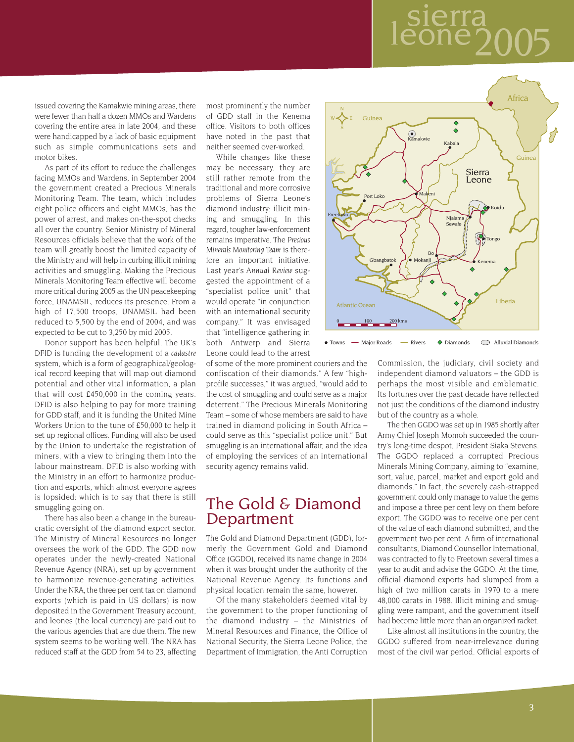issued covering the Kamakwie mining areas, there were fewer than half a dozen MMOs and Wardens covering the entire area in late 2004, and these were handicapped by a lack of basic equipment such as simple communications sets and motor bikes.

As part of its effort to reduce the challenges facing MMOs and Wardens, in September 2004 the government created a Precious Minerals Monitoring Team. The team, which includes eight police officers and eight MMOs, has the power of arrest, and makes on-the-spot checks all over the country. Senior Ministry of Mineral Resources officials believe that the work of the team will greatly boost the limited capacity of the Ministry and will help in curbing illicit mining activities and smuggling. Making the Precious Minerals Monitoring Team effective will become more critical during 2005 as the UN peacekeeping force, UNAMSIL, reduces its presence. From a high of 17,500 troops, UNAMSIL had been reduced to 5,500 by the end of 2004, and was expected to be cut to 3,250 by mid 2005.

Donor support has been helpful. The UK's DFID is funding the development of a *cadastre* system, which is a form of geographical/geological record keeping that will map out diamond potential and other vital information, a plan that will cost £450,000 in the coming years. DFID is also helping to pay for more training for GDD staff, and it is funding the United Mine Workers Union to the tune of £50,000 to help it set up regional offices. Funding will also be used by the Union to undertake the registration of miners, with a view to bringing them into the labour mainstream. DFID is also working with the Ministry in an effort to harmonize production and exports, which almost everyone agrees is lopsided: which is to say that there is still smuggling going on.

There has also been a change in the bureaucratic oversight of the diamond export sector. The Ministry of Mineral Resources no longer oversees the work of the GDD. The GDD now operates under the newly-created National Revenue Agency (NRA), set up by government to harmonize revenue-generating activities. Under the NRA, the three per cent tax on diamond exports (which is paid in US dollars) is now deposited in the Government Treasury account, and leones (the local currency) are paid out to the various agencies that are due them. The new system seems to be working well. The NRA has reduced staff at the GDD from 54 to 23, affecting most prominently the number of GDD staff in the Kenema office. Visitors to both offices have noted in the past that neither seemed over-worked.

While changes like these may be necessary, they are still rather remote from the traditional and more corrosive problems of Sierra Leone's diamond industry: illicit mining and smuggling. In this regard, tougher law-enforcement remains imperative. The *Precious Minerals Monitoring Team* is therefore an important initiative. Last year's *Annual Review* suggested the appointment of a "specialist police unit" that would operate "in conjunction with an international security company." It was envisaged that "intelligence gathering in both Antwerp and Sierra Leone could lead to the arrest of some of the more prominent couriers and the confiscation of their diamonds." A few "high-profile successes," it was argued, "would add to the cost of smuggling and could serve as a major deterrent." The Precious Minerals Monitoring Team – some of whose members are said to have trained in diamond policing in South Africa – could serve as this "specialist police unit." But smuggling is an international affair, and the idea of employing the services of an international security agency remains valid.

## The Gold & Diamond Department

The Gold and Diamond Department (GDD), formerly the Government Gold and Diamond Office (GGDO), received its name change in 2004 when it was brought under the authority of the National Revenue Agency. Its functions and physical location remain the same, however.

Of the many stakeholders deemed vital by the government to the proper functioning of the diamond industry – the Ministries of Mineral Resources and Finance, the Office of National Security, the Sierra Leone Police, the Department of Immigration, the Anti Corruption Commission, the judiciary, civil society and independent diamond valuators – the GDD is perhaps the most visible and emblematic. Its fortunes over the past decade have reflected not just the conditions of the diamond industry but of the country as a whole.

The then GGDO was set up in 1985 shortly after Army Chief Joseph Momoh succeeded the country's long-time despot, President Siaka Stevens. The GGDO replaced a corrupted Precious Minerals Mining Company, aiming to "examine, sort, value, parcel, market and export gold and diamonds." In fact, the severely cash-strapped government could only manage to value the gems and impose a three per cent levy on them before export. The GGDO was to receive one per cent of the value of each diamond submitted, and the government two per cent. A firm of international consultants, Diamond Counsellor International, was contracted to fly to Freetown several times a year to audit and advise the GGDO. At the time, official diamond exports had slumped from a high of two million carats in 1970 to a mere 48,000 carats in 1988. Illicit mining and smuggling were rampant, and the government itself had become little more than an organized racket.

Like almost all institutions in the country, the GGDO suffered from near-irrelevance during most of the civil war period. Official exports of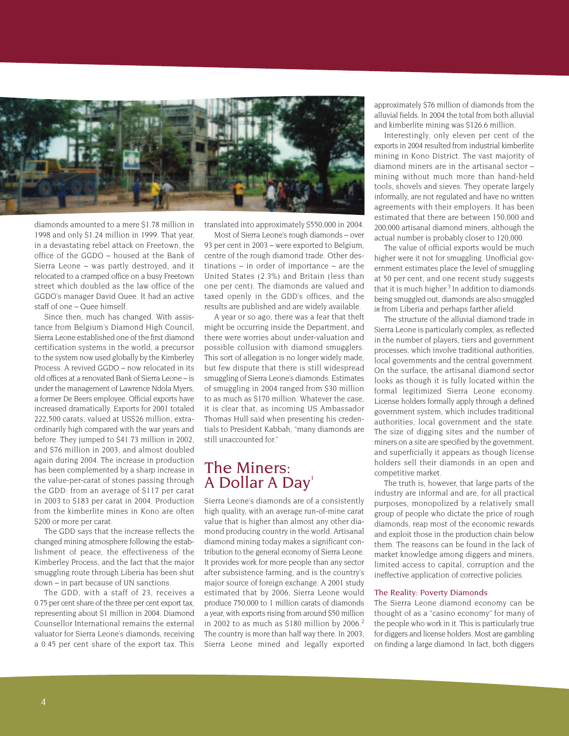diamonds amounted to a mere $1.78 million in 1998 and only $1.24 million in 1999. That year, in a devastating rebel attack on Freetown, the office of the GGDO – housed at the Bank of Sierra Leone – was partly destroyed, and it relocated to a cramped office on a busy Freetown street which doubled as the law office of the GGDO's manager David Quee. It had an active staff of one – Quee himself.

Since then, much has changed. With assistance from Belgium's Diamond High Council, Sierra Leone established one of the first diamond certification systems in the world, a precursor to the system now used globally by the Kimberley Process. A revived GGDO – now relocated in its old offices at a renovated Bank of Sierra Leone – is under the management of Lawrence Ndola Myers, a former De Beers employee. Official exports have increased dramatically. Exports for 2001 totaled 222,500 carats, valued at US$26 million, extraordinarily high compared with the war years and before. They jumped to $41.73 million in 2002, and $76 million in 2003, and almost doubled again during 2004. The increase in production has been complemented by a sharp increase in the value-per-carat of stones passing through the GDD: from an average of $117 per carat in 2003 to $183 per carat in 2004. Production from the kimberlite mines in Kono are often $200 or more per carat.

The GDD says that the increase reflects the changed mining atmosphere following the establishment of peace, the effectiveness of the Kimberley Process, and the fact that the major smuggling route through Liberia has been shut down – in part because of UN sanctions.

The GDD, with a staff of 23, receives a 0.75 per cent share of the three per cent export tax, representing about $1 million in 2004. Diamond Counsellor International remains the external valuator for Sierra Leone's diamonds, receiving a 0.45 per cent share of the export tax. This translated into approximately $550,000 in 2004.

Most of Sierra Leone's rough diamonds – over 93 per cent in 2003 – were exported to Belgium, centre of the rough diamond trade. Other destinations – in order of importance – are the United States (2.3%) and Britain (less than one per cent). The diamonds are valued and taxed openly in the GDD's offices, and the results are published and are widely available.

A year or so ago, there was a fear that theft might be occurring inside the Department, and there were worries about under-valuation and possible collusion with diamond smugglers. This sort of allegation is no longer widely made, but few dispute that there is still widespread smuggling of Sierra Leone's diamonds. Estimates of smuggling in 2004 ranged from $30 million to as much as $170 million. Whatever the case, it is clear that, as incoming US Ambassador Thomas Hull said when presenting his credentials to President Kabbah, "many diamonds are still unaccounted for."

## The Miners: A Dollar A Day[1]

Sierra Leone's diamonds are of a consistently high quality, with an average run-of-mine carat value that is higher than almost any other diamond producing country in the world. Artisanal diamond mining today makes a significant contribution to the general economy of Sierra Leone. It provides work for more people than any sector after subsistence farming, and is the country's major source of foreign exchange. A 2001 study estimated that by 2006, Sierra Leone would produce 750,000 to 1 million carats of diamonds a year, with exports rising from around $50 million in 2002 to as much as $180 million by 2006.[2] The country is more than half way there. In 2003, Sierra Leone mined and legally exported approximately $76 million of diamonds from the alluvial fields. In 2004 the total from both alluvial and kimberlite mining was $126.6 million.

Interestingly, only eleven per cent of the exports in 2004 resulted from industrial kimberlite mining in Kono District. The vast majority of diamond miners are in the artisanal sector – mining without much more than hand-held tools, shovels and sieves. They operate largely informally, are not regulated and have no written agreements with their employers. It has been estimated that there are between 150,000 and 200,000 artisanal diamond miners, although the actual number is probably closer to 120,000.

The value of official exports would be much higher were it not for smuggling. Unofficial government estimates place the level of smuggling at 50 per cent, and one recent study suggests that it is much higher.[3] In addition to diamonds being smuggled out, diamonds are also smuggled *in* from Liberia and perhaps farther afield.

The structure of the alluvial diamond trade in Sierra Leone is particularly complex, as reflected in the number of players, tiers and government processes, which involve traditional authorities, local governments and the central government. On the surface, the artisanal diamond sector looks as though it is fully located within the formal legitimized Sierra Leone economy. License holders formally apply through a defined government system, which includes traditional authorities, local government and the state. The size of digging sites and the number of miners on a site are specified by the government, and superficially it appears as though license holders sell their diamonds in an open and competitive market.

The truth is, however, that large parts of the industry are informal and are, for all practical purposes, monopolized by a relatively small group of people who dictate the price of rough diamonds, reap most of the economic rewards and exploit those in the production chain below them. The reasons can be found in the lack of market knowledge among diggers and miners, limited access to capital, corruption and the ineffective application of corrective policies.

### The Reality: Poverty Diamonds

The Sierra Leone diamond economy can be thought of as a "casino economy" for many of the people who work in it. This is particularly true for diggers and license holders. Most are gambling on finding a large diamond. In fact, both diggers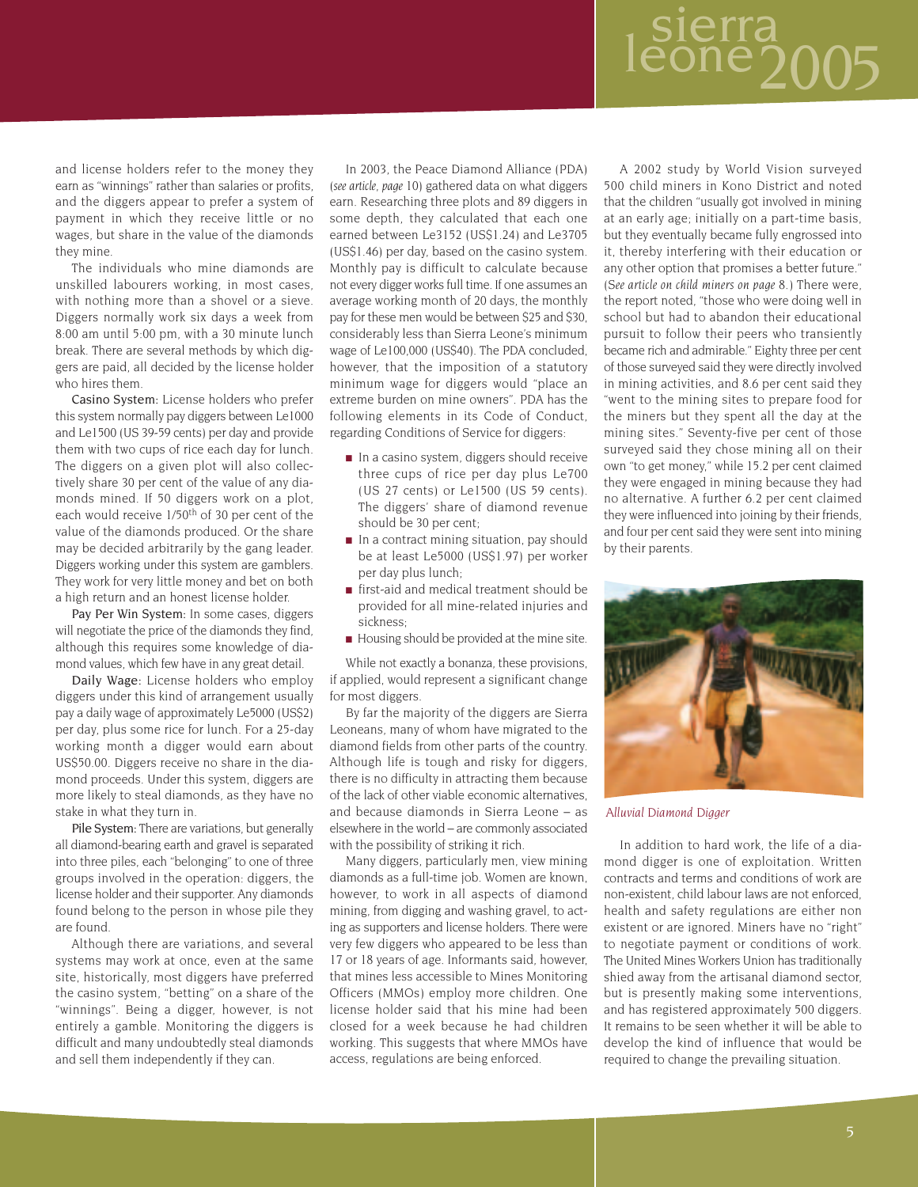and license holders refer to the money they earn as "winnings" rather than salaries or profits, and the diggers appear to prefer a system of payment in which they receive little or no wages, but share in the value of the diamonds they mine.

The individuals who mine diamonds are unskilled labourers working, in most cases, with nothing more than a shovel or a sieve. Diggers normally work six days a week from 8:00 am until 5:00 pm, with a 30 minute lunch break. There are several methods by which diggers are paid, all decided by the license holder who hires them.

Casino System: License holders who prefer this system normally pay diggers between Le1000 and Le1500 (US 39-59 cents) per day and provide them with two cups of rice each day for lunch. The diggers on a given plot will also collectively share 30 per cent of the value of any diamonds mined. If 50 diggers work on a plot, each would receive 1/50th of 30 per cent of the value of the diamonds produced. Or the share may be decided arbitrarily by the gang leader. Diggers working under this system are gamblers. They work for very little money and bet on both a high return and an honest license holder.

Pay Per Win System: In some cases, diggers will negotiate the price of the diamonds they find, although this requires some knowledge of diamond values, which few have in any great detail.

Daily Wage: License holders who employ diggers under this kind of arrangement usually pay a daily wage of approximately Le5000 (US$2) per day, plus some rice for lunch. For a 25-day working month a digger would earn about US$50.00. Diggers receive no share in the diamond proceeds. Under this system, diggers are more likely to steal diamonds, as they have no stake in what they turn in.

Pile System: There are variations, but generally all diamond-bearing earth and gravel is separated into three piles, each "belonging" to one of three groups involved in the operation: diggers, the license holder and their supporter. Any diamonds found belong to the person in whose pile they are found.

Although there are variations, and several systems may work at once, even at the same site, historically, most diggers have preferred the casino system, "betting" on a share of the "winnings". Being a digger, however, is not entirely a gamble. Monitoring the diggers is difficult and many undoubtedly steal diamonds and sell them independently if they can.

In 2003, the Peace Diamond Alliance (PDA) (*see article, page* 10) gathered data on what diggers earn. Researching three plots and 89 diggers in some depth, they calculated that each one earned between Le3152 (US$1.24) and Le3705 (US$1.46) per day, based on the casino system. Monthly pay is difficult to calculate because not every digger works full time. If one assumes an average working month of 20 days, the monthly pay for these men would be between $25 and $30, considerably less than Sierra Leone's minimum wage of Le100,000 (US$40). The PDA concluded, however, that the imposition of a statutory minimum wage for diggers would "place an extreme burden on mine owners". PDA has the following elements in its Code of Conduct, regarding Conditions of Service for diggers:

- In a casino system, diggers should receive three cups of rice per day plus Le700 (US 27 cents) or Le1500 (US 59 cents). The diggers' share of diamond revenue should be 30 per cent;
- In a contract mining situation, pay should be at least Le5000 (US$1.97) per worker per day plus lunch;
- first-aid and medical treatment should be provided for all mine-related injuries and sickness;
- Housing should be provided at the mine site.

While not exactly a bonanza, these provisions, if applied, would represent a significant change for most diggers.

By far the majority of the diggers are Sierra Leoneans, many of whom have migrated to the diamond fields from other parts of the country. Although life is tough and risky for diggers, there is no difficulty in attracting them because of the lack of other viable economic alternatives, and because diamonds in Sierra Leone – as elsewhere in the world – are commonly associated with the possibility of striking it rich.

Many diggers, particularly men, view mining diamonds as a full-time job. Women are known, however, to work in all aspects of diamond mining, from digging and washing gravel, to acting as supporters and license holders. There were very few diggers who appeared to be less than 17 or 18 years of age. Informants said, however, that mines less accessible to Mines Monitoring Officers (MMOs) employ more children. One license holder said that his mine had been closed for a week because he had children working. This suggests that where MMOs have access, regulations are being enforced.

A 2002 study by World Vision surveyed 500 child miners in Kono District and noted that the children "usually got involved in mining at an early age; initially on a part-time basis, but they eventually became fully engrossed into it, thereby interfering with their education or any other option that promises a better future." (*See article on child miners on page* 8.) There were, the report noted, "those who were doing well in school but had to abandon their educational pursuit to follow their peers who transiently became rich and admirable." Eighty three per cent of those surveyed said they were directly involved in mining activities, and 8.6 per cent said they "went to the mining sites to prepare food for the miners but they spent all the day at the mining sites." Seventy-five per cent of those surveyed said they chose mining all on their own "to get money," while 15.2 per cent claimed they were engaged in mining because they had no alternative. A further 6.2 per cent claimed they were influenced into joining by their friends, and four per cent said they were sent into mining by their parents.

*Alluvial Diamond Digger*

In addition to hard work, the life of a diamond digger is one of exploitation. Written contracts and terms and conditions of work are non-existent, child labour laws are not enforced, health and safety regulations are either non existent or are ignored. Miners have no "right" to negotiate payment or conditions of work. The United Mines Workers Union has traditionally shied away from the artisanal diamond sector, but is presently making some interventions, and has registered approximately 500 diggers. It remains to be seen whether it will be able to develop the kind of influence that would be required to change the prevailing situation.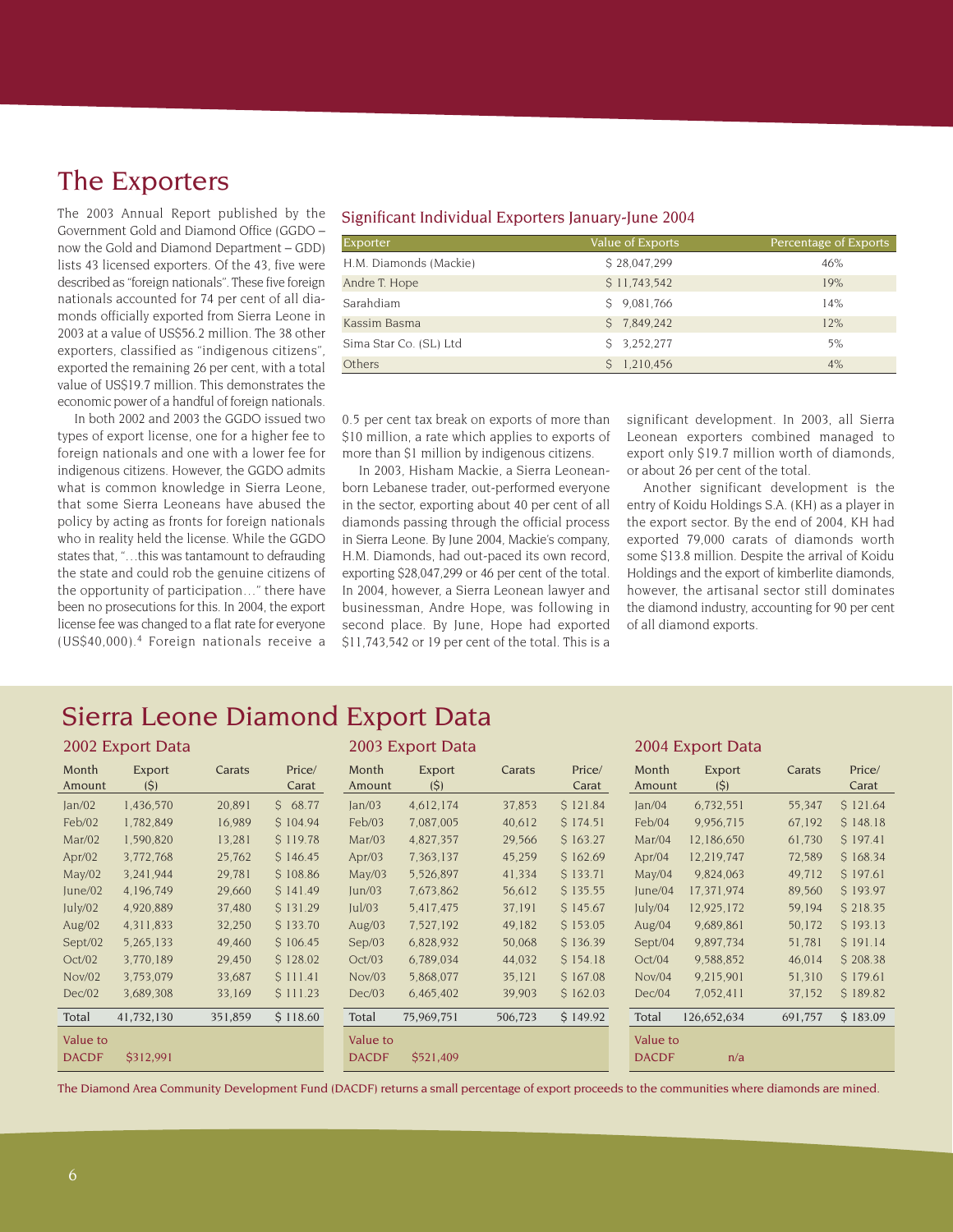# The Exporters

The 2003 Annual Report published by the Government Gold and Diamond Office (GGDO – now the Gold and Diamond Department – GDD) lists 43 licensed exporters. Of the 43, five were described as "foreign nationals". These five foreign nationals accounted for 74 per cent of all diamonds officially exported from Sierra Leone in 2003 at a value of US$56.2 million. The 38 other exporters, classified as "indigenous citizens", exported the remaining 26 per cent, with a total value of US$19.7 million. This demonstrates the economic power of a handful of foreign nationals.

In both 2002 and 2003 the GGDO issued two types of export license, one for a higher fee to foreign nationals and one with a lower fee for indigenous citizens. However, the GGDO admits what is common knowledge in Sierra Leone, that some Sierra Leoneans have abused the policy by acting as fronts for foreign nationals who in reality held the license. While the GGDO states that, "…this was tantamount to defrauding the state and could rob the genuine citizens of the opportunity of participation…" there have been no prosecutions for this. In 2004, the export license fee was changed to a flat rate for everyone (US$40,000).[4] Foreign nationals receive a 0.5 per cent tax break on exports of more than $10 million, a rate which applies to exports of more than $1 million by indigenous citizens.

In 2003, Hisham Mackie, a Sierra Leonean-born Lebanese trader, out-performed everyone in the sector, exporting about 40 per cent of all diamonds passing through the official process in Sierra Leone. By June 2004, Mackie's company, H.M. Diamonds, had out-paced its own record, exporting $28,047,299 or 46 per cent of the total. In 2004, however, a Sierra Leonean lawyer and businessman, Andre Hope, was following in second place. By June, Hope had exported $11,743,542 or 19 per cent of the total. This is a significant development. In 2003, all Sierra Leonean exporters combined managed to export only $19.7 million worth of diamonds, or about 26 per cent of the total.

Another significant development is the entry of Koidu Holdings S.A. (KH) as a player in the export sector. By the end of 2004, KH had exported 79,000 carats of diamonds worth some $13.8 million. Despite the arrival of Koidu Holdings and the export of kimberlite diamonds, however, the artisanal sector still dominates the diamond industry, accounting for 90 per cent of all diamond exports.

## Significant Individual Exporters January-June 2004

| Exporter | Value of Exports | Percentage of Exports |
|---|---|---|
| H.M. Diamonds (Mackie) | $ 28,047,299 | 46% |
| Andre T. Hope | $ 11,743,542 | 19% |
| Sarahdiam | $ 9,081,766 | 14% |
| Kassim Basma | $ 7,849,242 | 12% |
| Sima Star Co. (SL) Ltd | $ 3,252,277 | 5% |
| Others | $ 1,210,456 | 4% |

# Sierra Leone Diamond Export Data

## 2002 Export Data

| Month | Export Amount ($) | Carats | Price/Carat |
|---|---|---|---|
| Jan/02 | 1,436,570 | 20,891 | $ 68.77 |
| Feb/02 | 1,782,849 | 16,989 | $ 104.94 |
| Mar/02 | 1,590,820 | 13,281 | $ 119.78 |
| Apr/02 | 3,772,768 | 25,762 | $ 146.45 |
| May/02 | 3,241,944 | 29,781 | $ 108.86 |
| June/02 | 4,196,749 | 29,660 | $ 141.49 |
| July/02 | 4,920,889 | 37,480 | $ 131.29 |
| Aug/02 | 4,311,833 | 32,250 | $ 133.70 |
| Sept/02 | 5,265,133 | 49,460 | $ 106.45 |
| Oct/02 | 3,770,189 | 29,450 | $ 128.02 |
| Nov/02 | 3,753,079 | 33,687 | $ 111.41 |
| Dec/02 | 3,689,308 | 33,169 | $ 111.23 |
| Total | 41,732,130 | 351,859 | $ 118.60 |
| Value to DACDF | $312,991 | | |

## 2003 Export Data

| Month | Export Amount ($) | Carats | Price/Carat |
|---|---|---|---|
| Jan/03 | 4,612,174 | 37,853 | $ 121.84 |
| Feb/03 | 7,087,005 | 40,612 | $ 174.51 |
| Mar/03 | 4,827,357 | 29,566 | $ 163.27 |
| Apr/03 | 7,363,137 | 45,259 | $ 162.69 |
| May/03 | 5,526,897 | 41,334 | $ 133.71 |
| Jun/03 | 7,673,862 | 56,612 | $ 135.55 |
| Jul/03 | 5,417,475 | 37,191 | $ 145.67 |
| Aug/03 | 7,527,192 | 49,182 | $ 153.05 |
| Sep/03 | 6,828,932 | 50,068 | $ 136.39 |
| Oct/03 | 6,789,034 | 44,032 | $ 154.18 |
| Nov/03 | 5,868,077 | 35,121 | $ 167.08 |
| Dec/03 | 6,465,402 | 39,903 | $ 162.03 |
| Total | 75,969,751 | 506,723 | $ 149.92 |
| Value to DACDF | $521,409 | | |

## 2004 Export Data

| Month | Export Amount ($) | Carats | Price/Carat |
|---|---|---|---|
| Jan/04 | 6,732,551 | 55,347 | $ 121.64 |
| Feb/04 | 9,956,715 | 67,192 | $ 148.18 |
| Mar/04 | 12,186,650 | 61,730 | $ 197.41 |
| Apr/04 | 12,219,747 | 72,589 | $ 168.34 |
| May/04 | 9,824,063 | 49,712 | $ 197.61 |
| June/04 | 17,371,974 | 89,560 | $ 193.97 |
| July/04 | 12,925,172 | 59,194 | $ 218.35 |
| Aug/04 | 9,689,861 | 50,172 | $ 193.13 |
| Sept/04 | 9,897,734 | 51,781 | $ 191.14 |
| Oct/04 | 9,588,852 | 46,014 | $ 208.38 |
| Nov/04 | 9,215,901 | 51,310 | $ 179.61 |
| Dec/04 | 7,052,411 | 37,152 | $ 189.82 |
| Total | 126,652,634 | 691,757 | $ 183.09 |
| Value to DACDF | n/a | | |

The Diamond Area Community Development Fund (DACDF) returns a small percentage of export proceeds to the communities where diamonds are mined.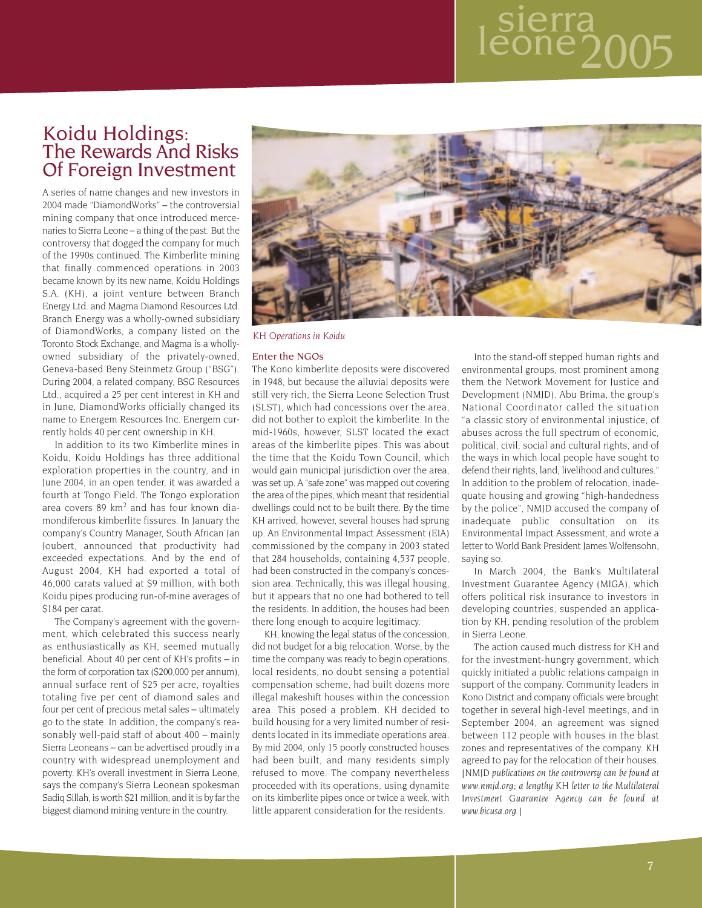# Koidu Holdings: The Rewards And Risks Of Foreign Investment

A series of name changes and new investors in 2004 made "DiamondWorks" – the controversial mining company that once introduced mercenaries to Sierra Leone – a thing of the past. But the controversy that dogged the company for much of the 1990s continued. The Kimberlite mining that finally commenced operations in 2003 became known by its new name, Koidu Holdings S.A. (KH), a joint venture between Branch Energy Ltd. and Magma Diamond Resources Ltd. Branch Energy was a wholly-owned subsidiary of DiamondWorks, a company listed on the Toronto Stock Exchange, and Magma is a wholly-owned subsidiary of the privately-owned, Geneva-based Beny Steinmetz Group ("BSG"). During 2004, a related company, BSG Resources Ltd., acquired a 25 per cent interest in KH and in June, DiamondWorks officially changed its name to Energem Resources Inc. Energem currently holds 40 per cent ownership in KH.

In addition to its two Kimberlite mines in Koidu, Koidu Holdings has three additional exploration properties in the country, and in June 2004, in an open tender, it was awarded a fourth at Tongo Field. The Tongo exploration area covers 89 km$^2$ and has four known diamondiferous kimberlite fissures. In January the company's Country Manager, South African Jan Joubert, announced that productivity had exceeded expectations. And by the end of August 2004, KH had exported a total of 46,000 carats valued at $9 million, with both Koidu pipes producing run-of-mine averages of $184 per carat.

The Company's agreement with the government, which celebrated this success nearly as enthusiastically as KH, seemed mutually beneficial. About 40 per cent of KH's profits – in the form of corporation tax ($200,000 per annum), annual surface rent of $25 per acre, royalties totaling five per cent of diamond sales and four per cent of precious metal sales – ultimately go to the state. In addition, the company's reasonably well-paid staff of about 400 – mainly Sierra Leoneans – can be advertised proudly in a country with widespread unemployment and poverty. KH's overall investment in Sierra Leone, says the company's Sierra Leonean spokesman Sadiq Sillah, is worth $21 million, and it is by far the biggest diamond mining venture in the country.

*KH Operations in Koidu*

## Enter the NGOs

The Kono kimberlite deposits were discovered in 1948, but because the alluvial deposits were still very rich, the Sierra Leone Selection Trust (SLST), which had concessions over the area, did not bother to exploit the kimberlite. In the mid-1960s, however, SLST located the exact areas of the kimberlite pipes. This was about the time that the Koidu Town Council, which would gain municipal jurisdiction over the area, was set up. A "safe zone" was mapped out covering the area of the pipes, which meant that residential dwellings could not to be built there. By the time KH arrived, however, several houses had sprung up. An Environmental Impact Assessment (EIA) commissioned by the company in 2003 stated that 284 households, containing 4,537 people, had been constructed in the company's concession area. Technically, this was illegal housing, but it appears that no one had bothered to tell the residents. In addition, the houses had been there long enough to acquire legitimacy.

KH, knowing the legal status of the concession, did not budget for a big relocation. Worse, by the time the company was ready to begin operations, local residents, no doubt sensing a potential compensation scheme, had built dozens more illegal makeshift houses within the concession area. This posed a problem. KH decided to build housing for a very limited number of residents located in its immediate operations area. By mid 2004, only 15 poorly constructed houses had been built, and many residents simply refused to move. The company nevertheless proceeded with its operations, using dynamite on its kimberlite pipes once or twice a week, with little apparent consideration for the residents.

Into the stand-off stepped human rights and environmental groups, most prominent among them the Network Movement for Justice and Development (NMJD). Abu Brima, the group's National Coordinator called the situation "a classic story of environmental injustice, of abuses across the full spectrum of economic, political, civil, social and cultural rights, and of the ways in which local people have sought to defend their rights, land, livelihood and cultures." In addition to the problem of relocation, inadequate housing and growing "high-handedness by the police", NMJD accused the company of inadequate public consultation on its Environmental Impact Assessment, and wrote a letter to World Bank President James Wolfensohn, saying so.

In March 2004, the Bank's Multilateral Investment Guarantee Agency (MIGA), which offers political risk insurance to investors in developing countries, suspended an application by KH, pending resolution of the problem in Sierra Leone.

The action caused much distress for KH and for the investment-hungry government, which quickly initiated a public relations campaign in support of the company. Community leaders in Kono District and company officials were brought together in several high-level meetings, and in September 2004, an agreement was signed between 112 people with houses in the blast zones and representatives of the company. KH agreed to pay for the relocation of their houses. [NMJD *publications on the controversy can be found at www.nmjd.org; a lengthy* KH *letter to the Multilateral Investment Guarantee Agency can be found at www.bicusa.org.*]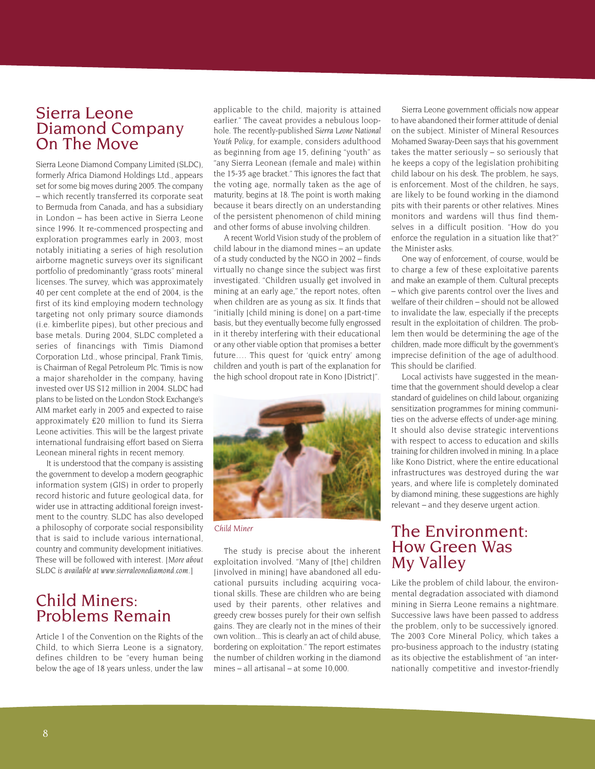## Sierra Leone Diamond Company On The Move

Sierra Leone Diamond Company Limited (SLDC), formerly Africa Diamond Holdings Ltd., appears set for some big moves during 2005. The company – which recently transferred its corporate seat to Bermuda from Canada, and has a subsidiary in London – has been active in Sierra Leone since 1996. It re-commenced prospecting and exploration programmes early in 2003, most notably initiating a series of high resolution airborne magnetic surveys over its significant portfolio of predominantly "grass roots" mineral licenses. The survey, which was approximately 40 per cent complete at the end of 2004, is the first of its kind employing modern technology targeting not only primary source diamonds (i.e. kimberlite pipes), but other precious and base metals. During 2004, SLDC completed a series of financings with Timis Diamond Corporation Ltd., whose principal, Frank Timis, is Chairman of Regal Petroleum Plc. Timis is now a major shareholder in the company, having invested over US $12 million in 2004. SLDC had plans to be listed on the London Stock Exchange's AIM market early in 2005 and expected to raise approximately £20 million to fund its Sierra Leone activities. This will be the largest private international fundraising effort based on Sierra Leonean mineral rights in recent memory.

It is understood that the company is assisting the government to develop a modern geographic information system (GIS) in order to properly record historic and future geological data, for wider use in attracting additional foreign investment to the country. SLDC has also developed a philosophy of corporate social responsibility that is said to include various international, country and community development initiatives. These will be followed with interest. [*More about* SLDC *is available at www.sierraleonediamond.com.*]

## Child Miners: Problems Remain

Article 1 of the Convention on the Rights of the Child, to which Sierra Leone is a signatory, defines children to be "every human being below the age of 18 years unless, under the law applicable to the child, majority is attained earlier." The caveat provides a nebulous loophole. The recently-published *Sierra Leone National Youth Policy*, for example, considers adulthood as beginning from age 15, defining "youth" as "any Sierra Leonean (female and male) within the 15-35 age bracket." This ignores the fact that the voting age, normally taken as the age of maturity, begins at 18. The point is worth making because it bears directly on an understanding of the persistent phenomenon of child mining and other forms of abuse involving children.

A recent World Vision study of the problem of child labour in the diamond mines – an update of a study conducted by the NGO in 2002 – finds virtually no change since the subject was first investigated. "Children usually get involved in mining at an early age," the report notes, often when children are as young as six. It finds that "initially [child mining is done] on a part-time basis, but they eventually become fully engrossed in it thereby interfering with their educational or any other viable option that promises a better future…. This quest for 'quick entry' among children and youth is part of the explanation for the high school dropout rate in Kono [District]".

*Child Miner*

The study is precise about the inherent exploitation involved. "Many of [the] children [involved in mining] have abandoned all educational pursuits including acquiring vocational skills. These are children who are being used by their parents, other relatives and greedy crew bosses purely for their own selfish gains. They are clearly not in the mines of their own volition... This is clearly an act of child abuse, bordering on exploitation." The report estimates the number of children working in the diamond mines – all artisanal – at some 10,000.

Sierra Leone government officials now appear to have abandoned their former attitude of denial on the subject. Minister of Mineral Resources Mohamed Swaray-Deen says that his government takes the matter seriously – so seriously that he keeps a copy of the legislation prohibiting child labour on his desk. The problem, he says, is enforcement. Most of the children, he says, are likely to be found working in the diamond pits with their parents or other relatives. Mines monitors and wardens will thus find themselves in a difficult position. "How do you enforce the regulation in a situation like that?" the Minister asks.

One way of enforcement, of course, would be to charge a few of these exploitative parents and make an example of them. Cultural precepts – which give parents control over the lives and welfare of their children – should not be allowed to invalidate the law, especially if the precepts result in the exploitation of children. The problem then would be determining the age of the children, made more difficult by the government's imprecise definition of the age of adulthood. This should be clarified.

Local activists have suggested in the meantime that the government should develop a clear standard of guidelines on child labour, organizing sensitization programmes for mining communities on the adverse effects of under-age mining. It should also devise strategic interventions with respect to access to education and skills training for children involved in mining. In a place like Kono District, where the entire educational infrastructures was destroyed during the war years, and where life is completely dominated by diamond mining, these suggestions are highly relevant – and they deserve urgent action.

## The Environment: How Green Was My Valley

Like the problem of child labour, the environmental degradation associated with diamond mining in Sierra Leone remains a nightmare. Successive laws have been passed to address the problem, only to be successively ignored. The 2003 Core Mineral Policy, which takes a pro-business approach to the industry (stating as its objective the establishment of "an internationally competitive and investor-friendly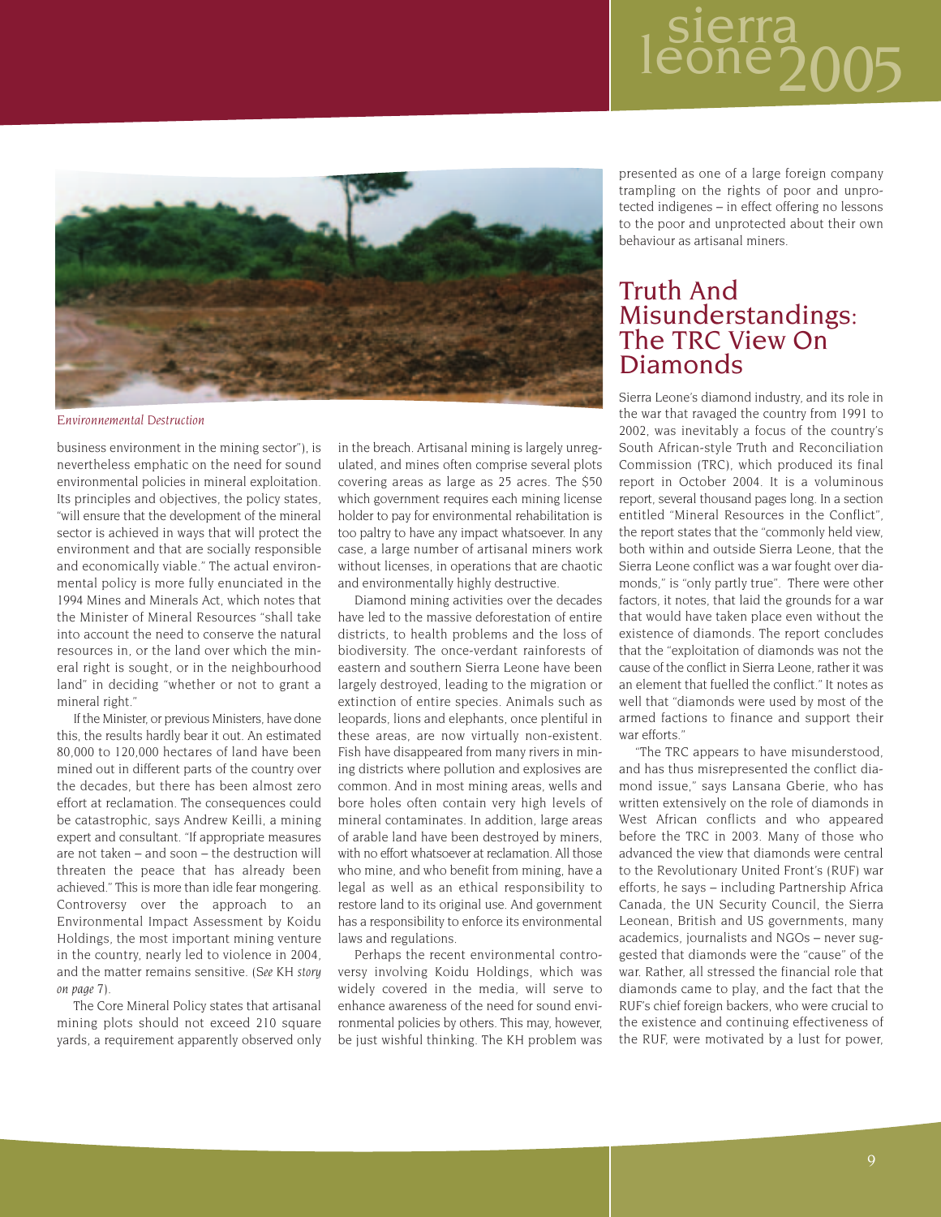*Environnemental Destruction*

business environment in the mining sector"), is nevertheless emphatic on the need for sound environmental policies in mineral exploitation. Its principles and objectives, the policy states, "will ensure that the development of the mineral sector is achieved in ways that will protect the environment and that are socially responsible and economically viable." The actual environmental policy is more fully enunciated in the 1994 Mines and Minerals Act, which notes that the Minister of Mineral Resources "shall take into account the need to conserve the natural resources in, or the land over which the mineral right is sought, or in the neighbourhood land" in deciding "whether or not to grant a mineral right."

If the Minister, or previous Ministers, have done this, the results hardly bear it out. An estimated 80,000 to 120,000 hectares of land have been mined out in different parts of the country over the decades, but there has been almost zero effort at reclamation. The consequences could be catastrophic, says Andrew Keilli, a mining expert and consultant. "If appropriate measures are not taken – and soon – the destruction will threaten the peace that has already been achieved." This is more than idle fear mongering. Controversy over the approach to an Environmental Impact Assessment by Koidu Holdings, the most important mining venture in the country, nearly led to violence in 2004, and the matter remains sensitive. (*See* KH *story on page* 7).

The Core Mineral Policy states that artisanal mining plots should not exceed 210 square yards, a requirement apparently observed only in the breach. Artisanal mining is largely unregulated, and mines often comprise several plots covering areas as large as 25 acres. The $50 which government requires each mining license holder to pay for environmental rehabilitation is too paltry to have any impact whatsoever. In any case, a large number of artisanal miners work without licenses, in operations that are chaotic and environmentally highly destructive.

Diamond mining activities over the decades have led to the massive deforestation of entire districts, to health problems and the loss of biodiversity. The once-verdant rainforests of eastern and southern Sierra Leone have been largely destroyed, leading to the migration or extinction of entire species. Animals such as leopards, lions and elephants, once plentiful in these areas, are now virtually non-existent. Fish have disappeared from many rivers in mining districts where pollution and explosives are common. And in most mining areas, wells and bore holes often contain very high levels of mineral contaminates. In addition, large areas of arable land have been destroyed by miners, with no effort whatsoever at reclamation. All those who mine, and who benefit from mining, have a legal as well as an ethical responsibility to restore land to its original use. And government has a responsibility to enforce its environmental laws and regulations.

Perhaps the recent environmental controversy involving Koidu Holdings, which was widely covered in the media, will serve to enhance awareness of the need for sound environmental policies by others. This may, however, be just wishful thinking. The KH problem was presented as one of a large foreign company trampling on the rights of poor and unprotected indigenes – in effect offering no lessons to the poor and unprotected about their own behaviour as artisanal miners.

## Truth And Misunderstandings: The TRC View On Diamonds

Sierra Leone's diamond industry, and its role in the war that ravaged the country from 1991 to 2002, was inevitably a focus of the country's South African-style Truth and Reconciliation Commission (TRC), which produced its final report in October 2004. It is a voluminous report, several thousand pages long. In a section entitled "Mineral Resources in the Conflict", the report states that the "commonly held view, both within and outside Sierra Leone, that the Sierra Leone conflict was a war fought over diamonds," is "only partly true". There were other factors, it notes, that laid the grounds for a war that would have taken place even without the existence of diamonds. The report concludes that the "exploitation of diamonds was not the cause of the conflict in Sierra Leone, rather it was an element that fuelled the conflict." It notes as well that "diamonds were used by most of the armed factions to finance and support their war efforts."

"The TRC appears to have misunderstood, and has thus misrepresented the conflict diamond issue," says Lansana Gberie, who has written extensively on the role of diamonds in West African conflicts and who appeared before the TRC in 2003. Many of those who advanced the view that diamonds were central to the Revolutionary United Front's (RUF) war efforts, he says – including Partnership Africa Canada, the UN Security Council, the Sierra Leonean, British and US governments, many academics, journalists and NGOs – never suggested that diamonds were the "cause" of the war. Rather, all stressed the financial role that diamonds came to play, and the fact that the RUF's chief foreign backers, who were crucial to the existence and continuing effectiveness of the RUF, were motivated by a lust for power,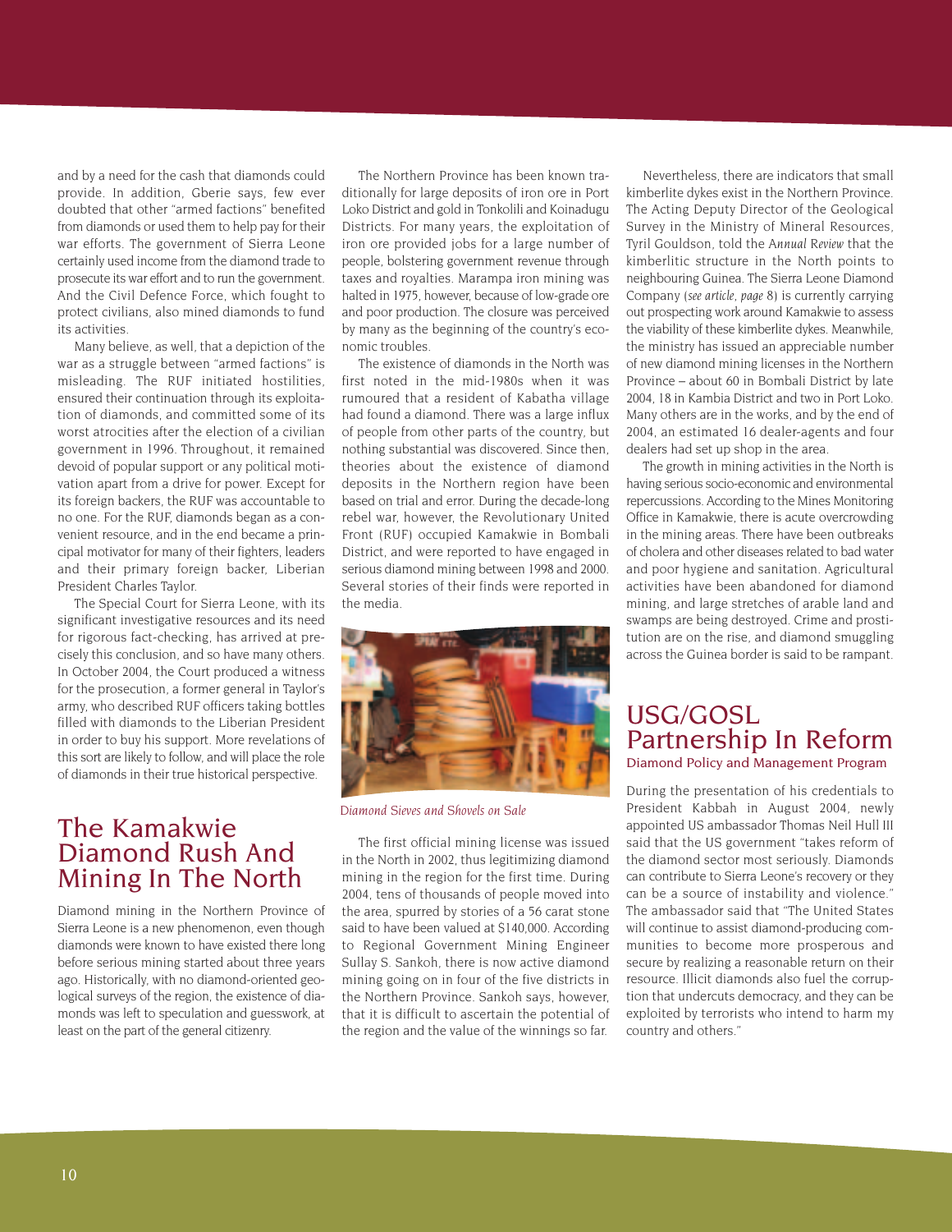and by a need for the cash that diamonds could provide. In addition, Gberie says, few ever doubted that other "armed factions" benefited from diamonds or used them to help pay for their war efforts. The government of Sierra Leone certainly used income from the diamond trade to prosecute its war effort and to run the government. And the Civil Defence Force, which fought to protect civilians, also mined diamonds to fund its activities.

Many believe, as well, that a depiction of the war as a struggle between "armed factions" is misleading. The RUF initiated hostilities, ensured their continuation through its exploitation of diamonds, and committed some of its worst atrocities after the election of a civilian government in 1996. Throughout, it remained devoid of popular support or any political motivation apart from a drive for power. Except for its foreign backers, the RUF was accountable to no one. For the RUF, diamonds began as a convenient resource, and in the end became a principal motivator for many of their fighters, leaders and their primary foreign backer, Liberian President Charles Taylor.

The Special Court for Sierra Leone, with its significant investigative resources and its need for rigorous fact-checking, has arrived at precisely this conclusion, and so have many others. In October 2004, the Court produced a witness for the prosecution, a former general in Taylor's army, who described RUF officers taking bottles filled with diamonds to the Liberian President in order to buy his support. More revelations of this sort are likely to follow, and will place the role of diamonds in their true historical perspective.

## The Kamakwie Diamond Rush And Mining In The North

Diamond mining in the Northern Province of Sierra Leone is a new phenomenon, even though diamonds were known to have existed there long before serious mining started about three years ago. Historically, with no diamond-oriented geological surveys of the region, the existence of diamonds was left to speculation and guesswork, at least on the part of the general citizenry.

The Northern Province has been known traditionally for large deposits of iron ore in Port Loko District and gold in Tonkolili and Koinadugu Districts. For many years, the exploitation of iron ore provided jobs for a large number of people, bolstering government revenue through taxes and royalties. Marampa iron mining was halted in 1975, however, because of low-grade ore and poor production. The closure was perceived by many as the beginning of the country's economic troubles.

The existence of diamonds in the North was first noted in the mid-1980s when it was rumoured that a resident of Kabatha village had found a diamond. There was a large influx of people from other parts of the country, but nothing substantial was discovered. Since then, theories about the existence of diamond deposits in the Northern region have been based on trial and error. During the decade-long rebel war, however, the Revolutionary United Front (RUF) occupied Kamakwie in Bombali District, and were reported to have engaged in serious diamond mining between 1998 and 2000. Several stories of their finds were reported in the media.

*Diamond Sieves and Shovels on Sale*

The first official mining license was issued in the North in 2002, thus legitimizing diamond mining in the region for the first time. During 2004, tens of thousands of people moved into the area, spurred by stories of a 56 carat stone said to have been valued at $140,000. According to Regional Government Mining Engineer Sullay S. Sankoh, there is now active diamond mining going on in four of the five districts in the Northern Province. Sankoh says, however, that it is difficult to ascertain the potential of the region and the value of the winnings so far.

Nevertheless, there are indicators that small kimberlite dykes exist in the Northern Province. The Acting Deputy Director of the Geological Survey in the Ministry of Mineral Resources, Tyril Gouldson, told the *Annual Review* that the kimberlitic structure in the North points to neighbouring Guinea. The Sierra Leone Diamond Company (*see article, page* 8) is currently carrying out prospecting work around Kamakwie to assess the viability of these kimberlite dykes. Meanwhile, the ministry has issued an appreciable number of new diamond mining licenses in the Northern Province – about 60 in Bombali District by late 2004, 18 in Kambia District and two in Port Loko. Many others are in the works, and by the end of 2004, an estimated 16 dealer-agents and four dealers had set up shop in the area.

The growth in mining activities in the North is having serious socio-economic and environmental repercussions. According to the Mines Monitoring Office in Kamakwie, there is acute overcrowding in the mining areas. There have been outbreaks of cholera and other diseases related to bad water and poor hygiene and sanitation. Agricultural activities have been abandoned for diamond mining, and large stretches of arable land and swamps are being destroyed. Crime and prostitution are on the rise, and diamond smuggling across the Guinea border is said to be rampant.

## USG/GOSL Partnership In Reform

### Diamond Policy and Management Program

During the presentation of his credentials to President Kabbah in August 2004, newly appointed US ambassador Thomas Neil Hull III said that the US government "takes reform of the diamond sector most seriously. Diamonds can contribute to Sierra Leone's recovery or they can be a source of instability and violence." The ambassador said that "The United States will continue to assist diamond-producing communities to become more prosperous and secure by realizing a reasonable return on their resource. Illicit diamonds also fuel the corruption that undercuts democracy, and they can be exploited by terrorists who intend to harm my country and others."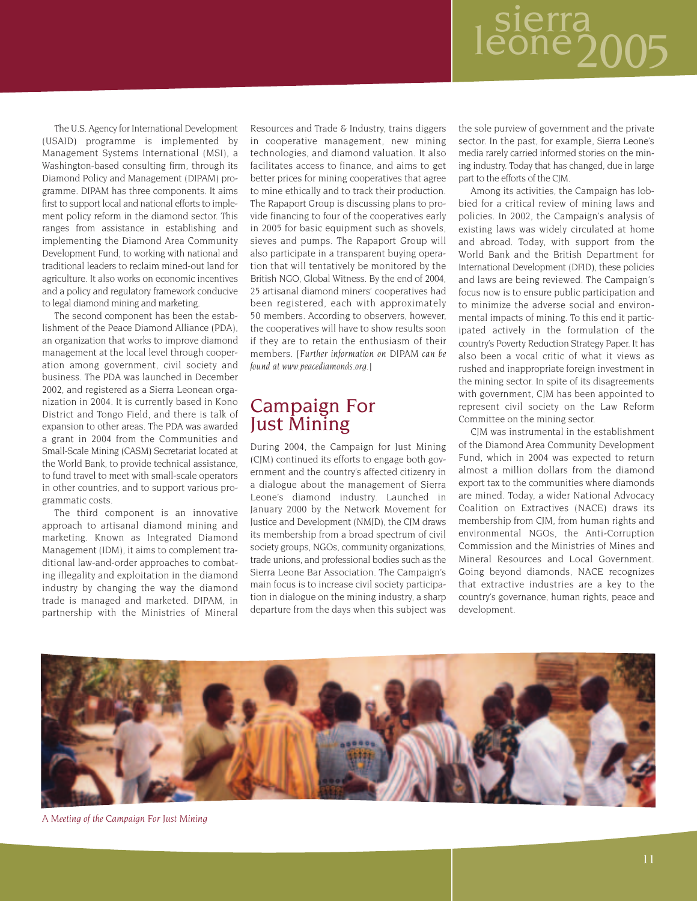The U.S. Agency for International Development (USAID) programme is implemented by Management Systems International (MSI), a Washington-based consulting firm, through its Diamond Policy and Management (DIPAM) programme. DIPAM has three components. It aims first to support local and national efforts to implement policy reform in the diamond sector. This ranges from assistance in establishing and implementing the Diamond Area Community Development Fund, to working with national and traditional leaders to reclaim mined-out land for agriculture. It also works on economic incentives and a policy and regulatory framework conducive to legal diamond mining and marketing.

The second component has been the establishment of the Peace Diamond Alliance (PDA), an organization that works to improve diamond management at the local level through cooperation among government, civil society and business. The PDA was launched in December 2002, and registered as a Sierra Leonean organization in 2004. It is currently based in Kono District and Tongo Field, and there is talk of expansion to other areas. The PDA was awarded a grant in 2004 from the Communities and Small-Scale Mining (CASM) Secretariat located at the World Bank, to provide technical assistance, to fund travel to meet with small-scale operators in other countries, and to support various programmatic costs.

The third component is an innovative approach to artisanal diamond mining and marketing. Known as Integrated Diamond Management (IDM), it aims to complement traditional law-and-order approaches to combatting illegality and exploitation in the diamond industry by changing the way the diamond trade is managed and marketed. DIPAM, in partnership with the Ministries of Mineral Resources and Trade & Industry, trains diggers in cooperative management, new mining technologies, and diamond valuation. It also facilitates access to finance, and aims to get better prices for mining cooperatives that agree to mine ethically and to track their production. The Rapaport Group is discussing plans to provide financing to four of the cooperatives early in 2005 for basic equipment such as shovels, sieves and pumps. The Rapaport Group will also participate in a transparent buying operation that will tentatively be monitored by the British NGO, Global Witness. By the end of 2004, 25 artisanal diamond miners' cooperatives had been registered, each with approximately 50 members. According to observers, however, the cooperatives will have to show results soon if they are to retain the enthusiasm of their members. [*Further information on* DIPAM *can be found at www.peacediamonds.org.*]

## Campaign For Just Mining

During 2004, the Campaign for Just Mining (CJM) continued its efforts to engage both government and the country's affected citizenry in a dialogue about the management of Sierra Leone's diamond industry. Launched in January 2000 by the Network Movement for Justice and Development (NMJD), the CJM draws its membership from a broad spectrum of civil society groups, NGOs, community organizations, trade unions, and professional bodies such as the Sierra Leone Bar Association. The Campaign's main focus is to increase civil society participation in dialogue on the mining industry, a sharp departure from the days when this subject was the sole purview of government and the private sector. In the past, for example, Sierra Leone's media rarely carried informed stories on the mining industry. Today that has changed, due in large part to the efforts of the CJM.

Among its activities, the Campaign has lobbied for a critical review of mining laws and policies. In 2002, the Campaign's analysis of existing laws was widely circulated at home and abroad. Today, with support from the World Bank and the British Department for International Development (DFID), these policies and laws are being reviewed. The Campaign's focus now is to ensure public participation and to minimize the adverse social and environmental impacts of mining. To this end it participated actively in the formulation of the country's Poverty Reduction Strategy Paper. It has also been a vocal critic of what it views as rushed and inappropriate foreign investment in the mining sector. In spite of its disagreements with government, CJM has been appointed to represent civil society on the Law Reform Committee on the mining sector.

CJM was instrumental in the establishment of the Diamond Area Community Development Fund, which in 2004 was expected to return almost a million dollars from the diamond export tax to the communities where diamonds are mined. Today, a wider National Advocacy Coalition on Extractives (NACE) draws its membership from CJM, from human rights and environmental NGOs, the Anti-Corruption Commission and the Ministries of Mines and Mineral Resources and Local Government. Going beyond diamonds, NACE recognizes that extractive industries are a key to the country's governance, human rights, peace and development.

*A Meeting of the Campaign For Just Mining*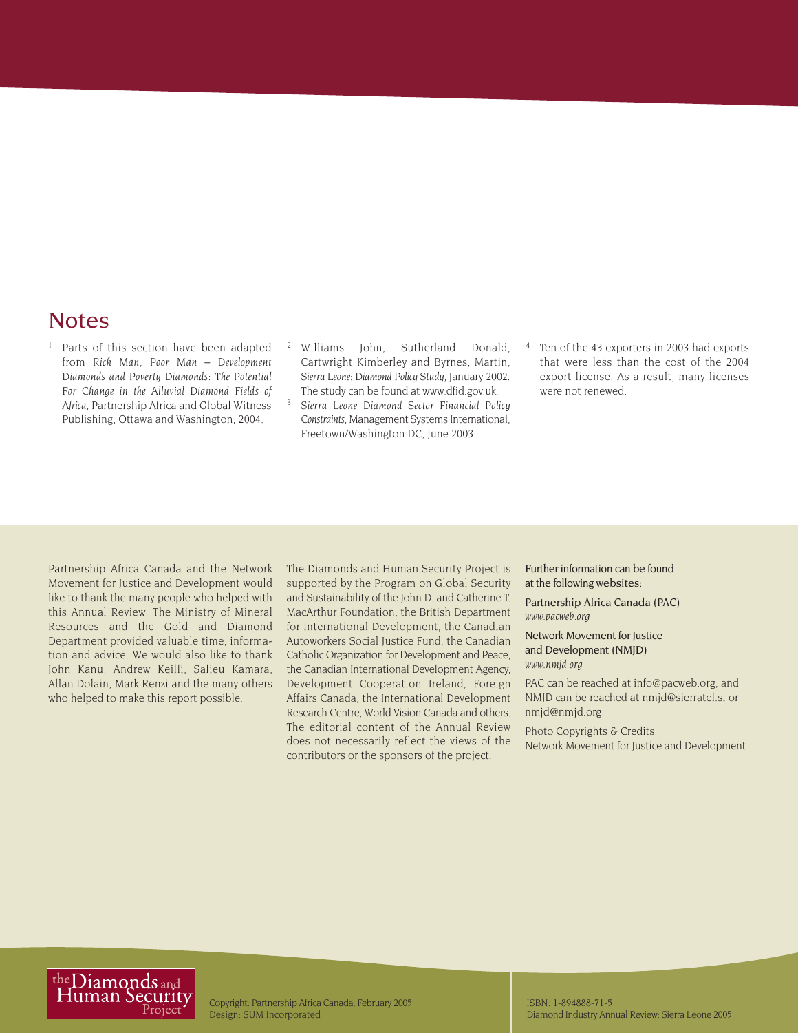## Notes

[1] Parts of this section have been adapted from *Rich Man, Poor Man – Development Diamonds and Poverty Diamonds: The Potential For Change in the Alluvial Diamond Fields of Africa*, Partnership Africa and Global Witness Publishing, Ottawa and Washington, 2004.

[2] Williams John, Sutherland Donald, Cartwright Kimberley and Byrnes, Martin, *Sierra Leone: Diamond Policy Study*, January 2002. The study can be found at www.dfid.gov.uk.

[3] *Sierra Leone Diamond Sector Financial Policy Constraints*, Management Systems International, Freetown/Washington DC, June 2003.

[4] Ten of the 43 exporters in 2003 had exports that were less than the cost of the 2004 export license. As a result, many licenses were not renewed.

Partnership Africa Canada and the Network Movement for Justice and Development would like to thank the many people who helped with this Annual Review. The Ministry of Mineral Resources and the Gold and Diamond Department provided valuable time, information and advice. We would also like to thank John Kanu, Andrew Keilli, Salieu Kamara, Allan Dolain, Mark Renzi and the many others who helped to make this report possible.

The Diamonds and Human Security Project is supported by the Program on Global Security and Sustainability of the John D. and Catherine T. MacArthur Foundation, the British Department for International Development, the Canadian Autoworkers Social Justice Fund, the Canadian Catholic Organization for Development and Peace, the Canadian International Development Agency, Development Cooperation Ireland, Foreign Affairs Canada, the International Development Research Centre, World Vision Canada and others. The editorial content of the Annual Review does not necessarily reflect the views of the contributors or the sponsors of the project.

Further information can be found at the following websites:

Partnership Africa Canada (PAC)
*www.pacweb.org*

Network Movement for Justice and Development (NMJD)
*www.nmjd.org*

PAC can be reached at info@pacweb.org, and NMJD can be reached at nmjd@sierratel.sl or nmjd@nmjd.org.

Photo Copyrights & Credits:
Network Movement for Justice and Development

the Diamonds and Human Security Project

Copyright: Partnership Africa Canada, February 2005
Design: SUM Incorporated

ISBN: 1-894888-71-5
Diamond Industry Annual Review: Sierra Leone 2005